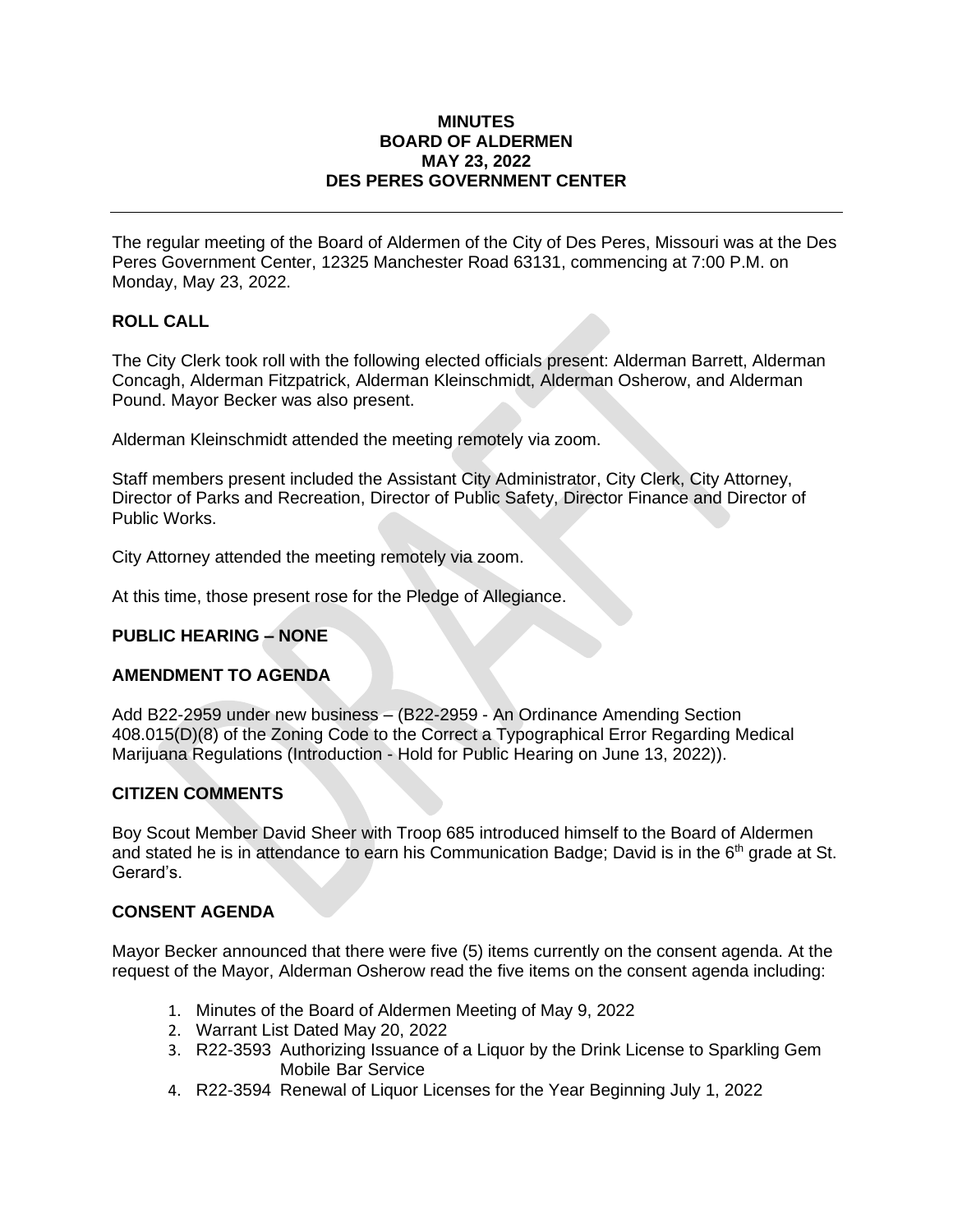# MINUTES
## BOARD OF ALDERMEN
## MAY 23, 2022
## DES PERES GOVERNMENT CENTER

---

The regular meeting of the Board of Aldermen of the City of Des Peres, Missouri was at the Des Peres Government Center, 12325 Manchester Road 63131, commencing at 7:00 P.M. on Monday, May 23, 2022.

### ROLL CALL

The City Clerk took roll with the following elected officials present: Alderman Barrett, Alderman Concagh, Alderman Fitzpatrick, Alderman Kleinschmidt, Alderman Osherow, and Alderman Pound. Mayor Becker was also present.

Alderman Kleinschmidt attended the meeting remotely via zoom.

Staff members present included the Assistant City Administrator, City Clerk, City Attorney, Director of Parks and Recreation, Director of Public Safety, Director Finance and Director of Public Works.

City Attorney attended the meeting remotely via zoom.

At this time, those present rose for the Pledge of Allegiance.

### PUBLIC HEARING – NONE

### AMENDMENT TO AGENDA

Add B22-2959 under new business – (B22-2959 - An Ordinance Amending Section 408.015(D)(8) of the Zoning Code to the Correct a Typographical Error Regarding Medical Marijuana Regulations (Introduction - Hold for Public Hearing on June 13, 2022)).

### CITIZEN COMMENTS

Boy Scout Member David Sheer with Troop 685 introduced himself to the Board of Aldermen and stated he is in attendance to earn his Communication Badge; David is in the 6th grade at St. Gerard's.

### CONSENT AGENDA

Mayor Becker announced that there were five (5) items currently on the consent agenda. At the request of the Mayor, Alderman Osherow read the five items on the consent agenda including:

1. Minutes of the Board of Aldermen Meeting of May 9, 2022
2. Warrant List Dated May 20, 2022
3. R22-3593 Authorizing Issuance of a Liquor by the Drink License to Sparkling Gem Mobile Bar Service
4. R22-3594 Renewal of Liquor Licenses for the Year Beginning July 1, 2022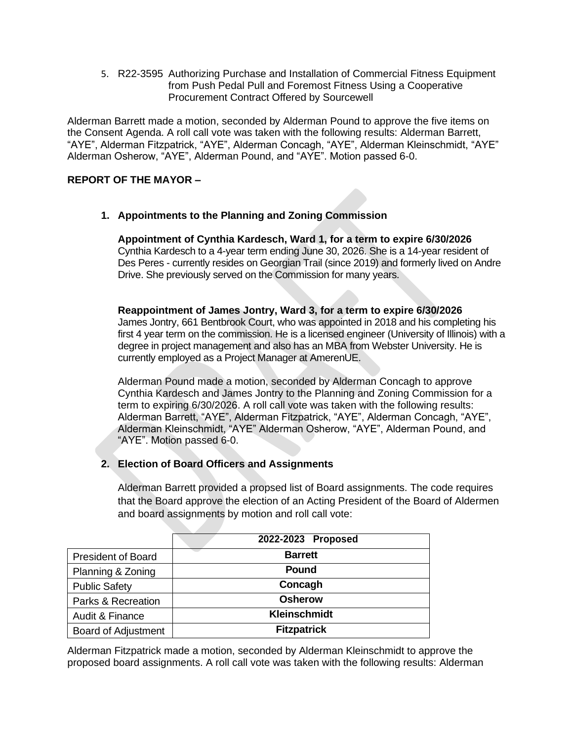5. R22-3595 Authorizing Purchase and Installation of Commercial Fitness Equipment from Push Pedal Pull and Foremost Fitness Using a Cooperative Procurement Contract Offered by Sourcewell

Alderman Barrett made a motion, seconded by Alderman Pound to approve the five items on the Consent Agenda. A roll call vote was taken with the following results: Alderman Barrett, "AYE", Alderman Fitzpatrick, "AYE", Alderman Concagh, "AYE", Alderman Kleinschmidt, "AYE" Alderman Osherow, "AYE", Alderman Pound, and "AYE". Motion passed 6-0.

**REPORT OF THE MAYOR –**

1. **Appointments to the Planning and Zoning Commission**

   **Appointment of Cynthia Kardesch, Ward 1, for a term to expire 6/30/2026**
   Cynthia Kardesch to a 4-year term ending June 30, 2026. She is a 14-year resident of Des Peres - currently resides on Georgian Trail (since 2019) and formerly lived on Andre Drive. She previously served on the Commission for many years.

   **Reappointment of James Jontry, Ward 3, for a term to expire 6/30/2026**
   James Jontry, 661 Bentbrook Court, who was appointed in 2018 and his completing his first 4 year term on the commission. He is a licensed engineer (University of Illinois) with a degree in project management and also has an MBA from Webster University. He is currently employed as a Project Manager at AmerenUE.

   Alderman Pound made a motion, seconded by Alderman Concagh to approve Cynthia Kardesch and James Jontry to the Planning and Zoning Commission for a term to expiring 6/30/2026. A roll call vote was taken with the following results: Alderman Barrett, "AYE", Alderman Fitzpatrick, "AYE", Alderman Concagh, "AYE", Alderman Kleinschmidt, "AYE" Alderman Osherow, "AYE", Alderman Pound, and "AYE". Motion passed 6-0.

2. **Election of Board Officers and Assignments**

   Alderman Barrett provided a propsed list of Board assignments. The code requires that the Board approve the election of an Acting President of the Board of Aldermen and board assignments by motion and roll call vote:

| | 2022-2023 Proposed |
|---|---|
| President of Board | **Barrett** |
| Planning & Zoning | **Pound** |
| Public Safety | **Concagh** |
| Parks & Recreation | **Osherow** |
| Audit & Finance | **Kleinschmidt** |
| Board of Adjustment | **Fitzpatrick** |

Alderman Fitzpatrick made a motion, seconded by Alderman Kleinschmidt to approve the proposed board assignments. A roll call vote was taken with the following results: Alderman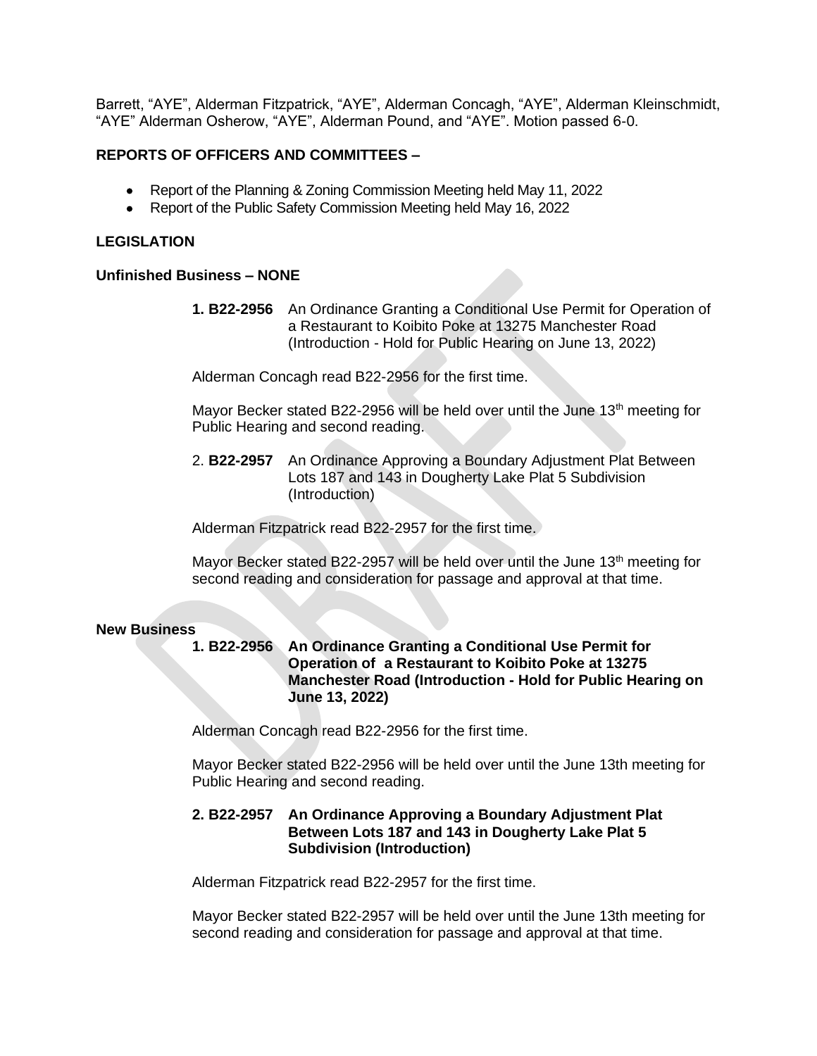Barrett, “AYE”, Alderman Fitzpatrick, “AYE”, Alderman Concagh, “AYE”, Alderman Kleinschmidt, “AYE” Alderman Osherow, “AYE”, Alderman Pound, and “AYE”. Motion passed 6-0.

**REPORTS OF OFFICERS AND COMMITTEES –**

- Report of the Planning & Zoning Commission Meeting held May 11, 2022
- Report of the Public Safety Commission Meeting held May 16, 2022

**LEGISLATION**

**Unfinished Business – NONE**

**1. B22-2956** An Ordinance Granting a Conditional Use Permit for Operation of a Restaurant to Koibito Poke at 13275 Manchester Road (Introduction - Hold for Public Hearing on June 13, 2022)

Alderman Concagh read B22-2956 for the first time.

Mayor Becker stated B22-2956 will be held over until the June 13th meeting for Public Hearing and second reading.

2. **B22-2957** An Ordinance Approving a Boundary Adjustment Plat Between Lots 187 and 143 in Dougherty Lake Plat 5 Subdivision (Introduction)

Alderman Fitzpatrick read B22-2957 for the first time.

Mayor Becker stated B22-2957 will be held over until the June 13th meeting for second reading and consideration for passage and approval at that time.

**New Business**

**1. B22-2956 An Ordinance Granting a Conditional Use Permit for Operation of a Restaurant to Koibito Poke at 13275 Manchester Road (Introduction - Hold for Public Hearing on June 13, 2022)**

Alderman Concagh read B22-2956 for the first time.

Mayor Becker stated B22-2956 will be held over until the June 13th meeting for Public Hearing and second reading.

**2. B22-2957 An Ordinance Approving a Boundary Adjustment Plat Between Lots 187 and 143 in Dougherty Lake Plat 5 Subdivision (Introduction)**

Alderman Fitzpatrick read B22-2957 for the first time.

Mayor Becker stated B22-2957 will be held over until the June 13th meeting for second reading and consideration for passage and approval at that time.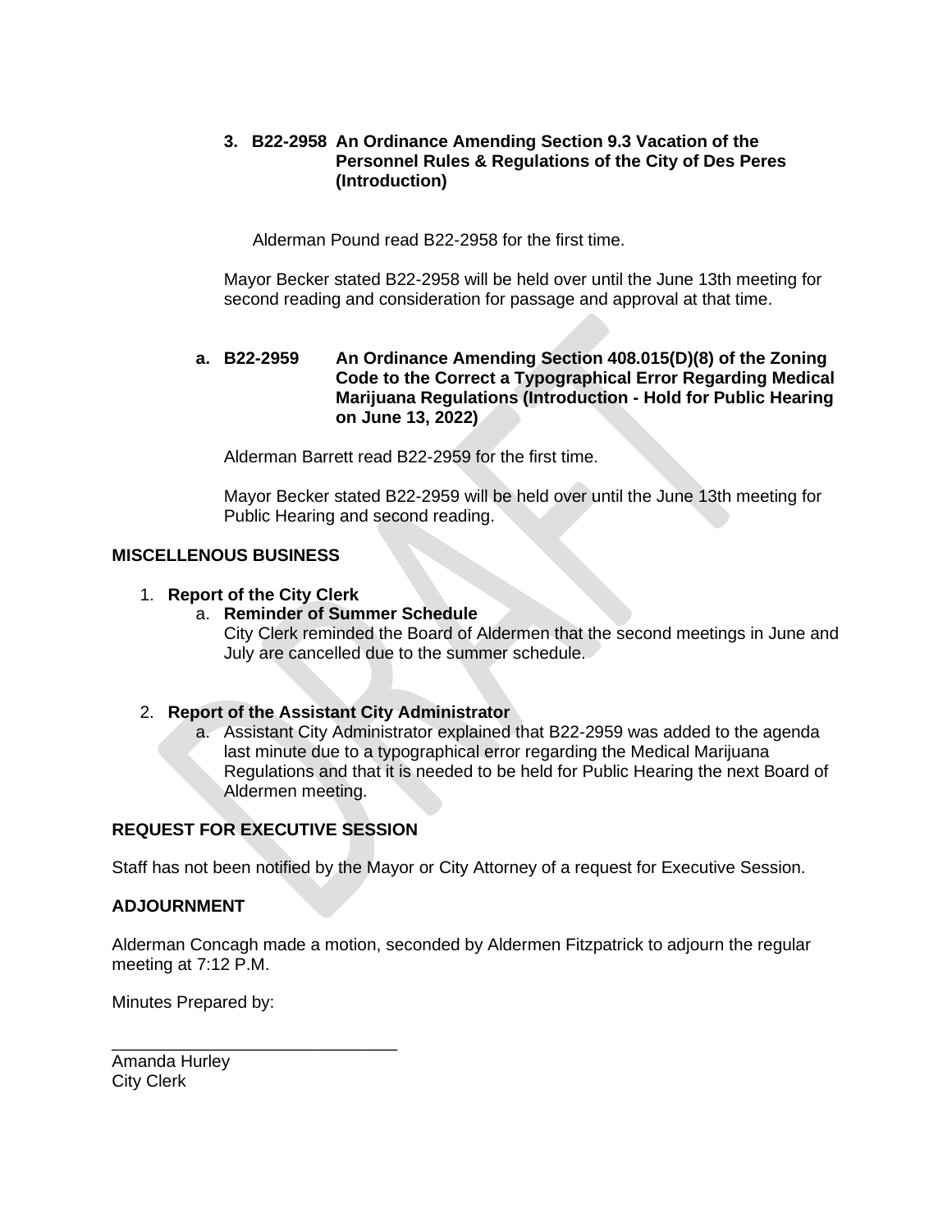3. **B22-2958 An Ordinance Amending Section 9.3 Vacation of the Personnel Rules & Regulations of the City of Des Peres (Introduction)**

   Alderman Pound read B22-2958 for the first time.

   Mayor Becker stated B22-2958 will be held over until the June 13th meeting for second reading and consideration for passage and approval at that time.

a. **B22-2959 An Ordinance Amending Section 408.015(D)(8) of the Zoning Code to the Correct a Typographical Error Regarding Medical Marijuana Regulations (Introduction - Hold for Public Hearing on June 13, 2022)**

   Alderman Barrett read B22-2959 for the first time.

   Mayor Becker stated B22-2959 will be held over until the June 13th meeting for Public Hearing and second reading.

## MISCELLENOUS BUSINESS

1. **Report of the City Clerk**
   a. **Reminder of Summer Schedule**
   City Clerk reminded the Board of Aldermen that the second meetings in June and July are cancelled due to the summer schedule.

2. **Report of the Assistant City Administrator**
   a. Assistant City Administrator explained that B22-2959 was added to the agenda last minute due to a typographical error regarding the Medical Marijuana Regulations and that it is needed to be held for Public Hearing the next Board of Aldermen meeting.

## REQUEST FOR EXECUTIVE SESSION

Staff has not been notified by the Mayor or City Attorney of a request for Executive Session.

## ADJOURNMENT

Alderman Concagh made a motion, seconded by Aldermen Fitzpatrick to adjourn the regular meeting at 7:12 P.M.

Minutes Prepared by:

_______________________________
Amanda Hurley
City Clerk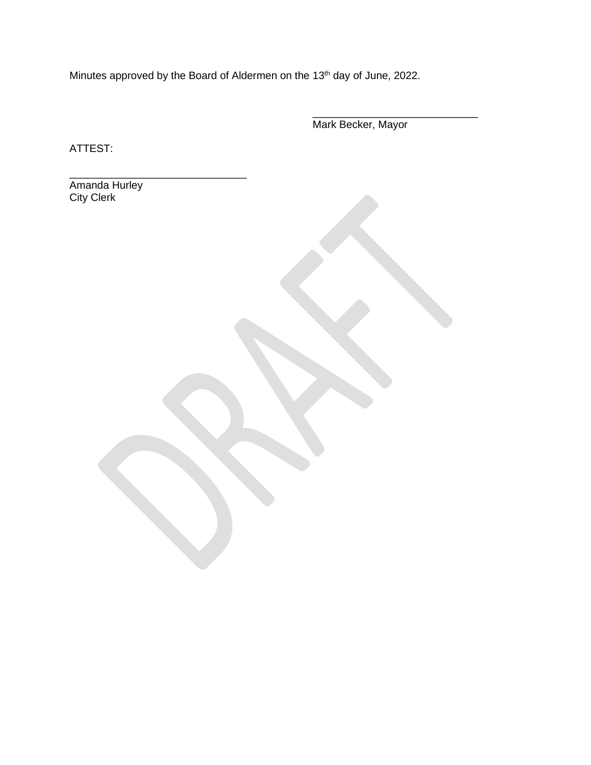Minutes approved by the Board of Aldermen on the 13th day of June, 2022.

\_\_\_\_\_\_\_\_\_\_\_\_\_\_\_\_\_\_\_\_\_\_\_\_\_\_\_\_\_\_
Mark Becker, Mayor

ATTEST:

\_\_\_\_\_\_\_\_\_\_\_\_\_\_\_\_\_\_\_\_\_\_\_\_\_\_\_\_\_\_\_\_
Amanda Hurley
City Clerk

DRAFT